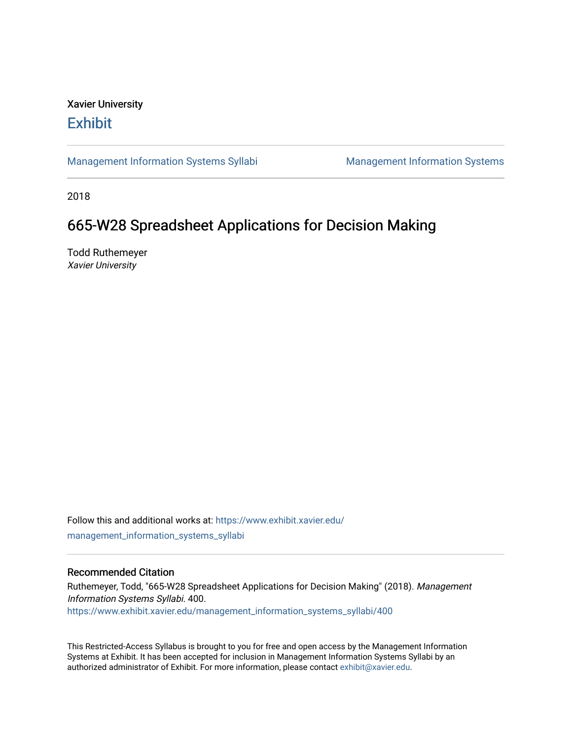Xavier University

# Exhibit

Management Information Systems Syllabi | Management Information Systems

2018

## 665-W28 Spreadsheet Applications for Decision Making

Todd Ruthemeyer
*Xavier University*

Follow this and additional works at: https://www.exhibit.xavier.edu/management_information_systems_syllabi

### Recommended Citation

Ruthemeyer, Todd, "665-W28 Spreadsheet Applications for Decision Making" (2018). *Management Information Systems Syllabi*. 400.
https://www.exhibit.xavier.edu/management_information_systems_syllabi/400

This Restricted-Access Syllabus is brought to you for free and open access by the Management Information Systems at Exhibit. It has been accepted for inclusion in Management Information Systems Syllabi by an authorized administrator of Exhibit. For more information, please contact exhibit@xavier.edu.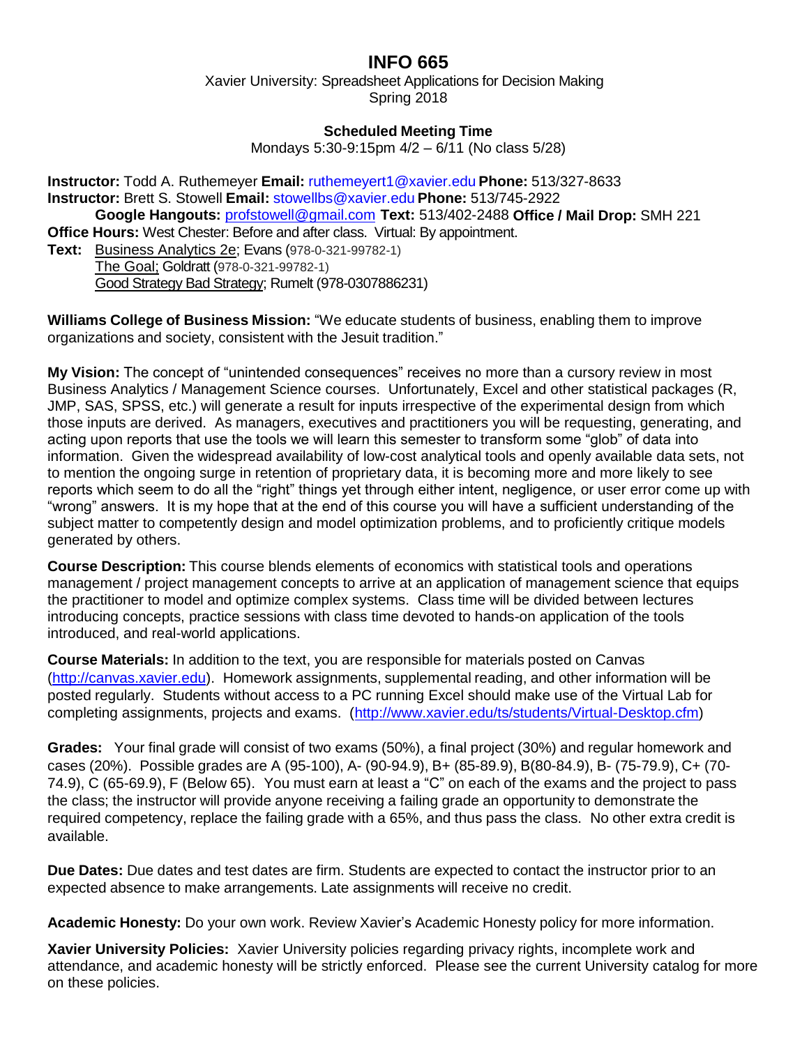# INFO 665

Xavier University: Spreadsheet Applications for Decision Making
Spring 2018

**Scheduled Meeting Time**
Mondays 5:30-9:15pm 4/2 – 6/11 (No class 5/28)

**Instructor:** Todd A. Ruthemeyer **Email:** ruthemeyert1@xavier.edu **Phone:** 513/327-8633
**Instructor:** Brett S. Stowell **Email:** stowellbs@xavier.edu **Phone:** 513/745-2922
**Google Hangouts:** profstowell@gmail.com **Text:** 513/402-2488 **Office / Mail Drop:** SMH 221
**Office Hours:** West Chester: Before and after class. Virtual: By appointment.
**Text:** Business Analytics 2e; Evans (978-0-321-99782-1)
The Goal; Goldratt (978-0-321-99782-1)
Good Strategy Bad Strategy; Rumelt (978-0307886231)

**Williams College of Business Mission:** "We educate students of business, enabling them to improve organizations and society, consistent with the Jesuit tradition."

**My Vision:** The concept of "unintended consequences" receives no more than a cursory review in most Business Analytics / Management Science courses. Unfortunately, Excel and other statistical packages (R, JMP, SAS, SPSS, etc.) will generate a result for inputs irrespective of the experimental design from which those inputs are derived. As managers, executives and practitioners you will be requesting, generating, and acting upon reports that use the tools we will learn this semester to transform some "glob" of data into information. Given the widespread availability of low-cost analytical tools and openly available data sets, not to mention the ongoing surge in retention of proprietary data, it is becoming more and more likely to see reports which seem to do all the "right" things yet through either intent, negligence, or user error come up with "wrong" answers. It is my hope that at the end of this course you will have a sufficient understanding of the subject matter to competently design and model optimization problems, and to proficiently critique models generated by others.

**Course Description:** This course blends elements of economics with statistical tools and operations management / project management concepts to arrive at an application of management science that equips the practitioner to model and optimize complex systems. Class time will be divided between lectures introducing concepts, practice sessions with class time devoted to hands-on application of the tools introduced, and real-world applications.

**Course Materials:** In addition to the text, you are responsible for materials posted on Canvas (http://canvas.xavier.edu). Homework assignments, supplemental reading, and other information will be posted regularly. Students without access to a PC running Excel should make use of the Virtual Lab for completing assignments, projects and exams. (http://www.xavier.edu/ts/students/Virtual-Desktop.cfm)

**Grades:** Your final grade will consist of two exams (50%), a final project (30%) and regular homework and cases (20%). Possible grades are A (95-100), A- (90-94.9), B+ (85-89.9), B(80-84.9), B- (75-79.9), C+ (70-74.9), C (65-69.9), F (Below 65). You must earn at least a "C" on each of the exams and the project to pass the class; the instructor will provide anyone receiving a failing grade an opportunity to demonstrate the required competency, replace the failing grade with a 65%, and thus pass the class. No other extra credit is available.

**Due Dates:** Due dates and test dates are firm. Students are expected to contact the instructor prior to an expected absence to make arrangements. Late assignments will receive no credit.

**Academic Honesty:** Do your own work. Review Xavier's Academic Honesty policy for more information.

**Xavier University Policies:** Xavier University policies regarding privacy rights, incomplete work and attendance, and academic honesty will be strictly enforced. Please see the current University catalog for more on these policies.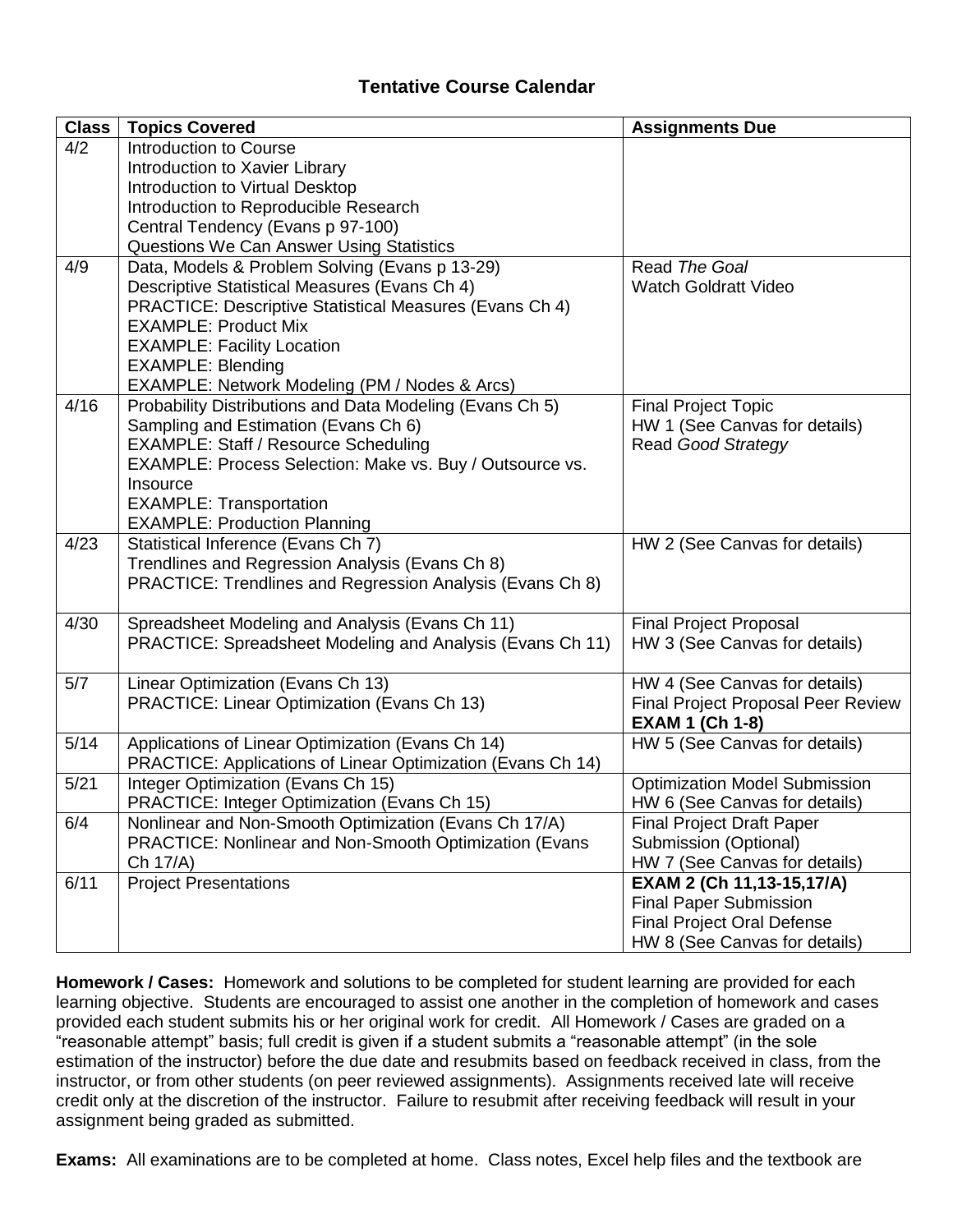## Tentative Course Calendar

| Class | Topics Covered | Assignments Due |
|---|---|---|
| 4/2 | Introduction to Course<br>Introduction to Xavier Library<br>Introduction to Virtual Desktop<br>Introduction to Reproducible Research<br>Central Tendency (Evans p 97-100)<br>Questions We Can Answer Using Statistics | |
| 4/9 | Data, Models & Problem Solving (Evans p 13-29)<br>Descriptive Statistical Measures (Evans Ch 4)<br>PRACTICE: Descriptive Statistical Measures (Evans Ch 4)<br>EXAMPLE: Product Mix<br>EXAMPLE: Facility Location<br>EXAMPLE: Blending<br>EXAMPLE: Network Modeling (PM / Nodes & Arcs) | Read *The Goal*<br>Watch Goldratt Video |
| 4/16 | Probability Distributions and Data Modeling (Evans Ch 5)<br>Sampling and Estimation (Evans Ch 6)<br>EXAMPLE: Staff / Resource Scheduling<br>EXAMPLE: Process Selection: Make vs. Buy / Outsource vs. Insource<br>EXAMPLE: Transportation<br>EXAMPLE: Production Planning | Final Project Topic<br>HW 1 (See Canvas for details)<br>Read *Good Strategy* |
| 4/23 | Statistical Inference (Evans Ch 7)<br>Trendlines and Regression Analysis (Evans Ch 8)<br>PRACTICE: Trendlines and Regression Analysis (Evans Ch 8) | HW 2 (See Canvas for details) |
| 4/30 | Spreadsheet Modeling and Analysis (Evans Ch 11)<br>PRACTICE: Spreadsheet Modeling and Analysis (Evans Ch 11) | Final Project Proposal<br>HW 3 (See Canvas for details) |
| 5/7 | Linear Optimization (Evans Ch 13)<br>PRACTICE: Linear Optimization (Evans Ch 13) | HW 4 (See Canvas for details)<br>Final Project Proposal Peer Review<br>**EXAM 1 (Ch 1-8)** |
| 5/14 | Applications of Linear Optimization (Evans Ch 14)<br>PRACTICE: Applications of Linear Optimization (Evans Ch 14) | HW 5 (See Canvas for details) |
| 5/21 | Integer Optimization (Evans Ch 15)<br>PRACTICE: Integer Optimization (Evans Ch 15) | Optimization Model Submission<br>HW 6 (See Canvas for details) |
| 6/4 | Nonlinear and Non-Smooth Optimization (Evans Ch 17/A)<br>PRACTICE: Nonlinear and Non-Smooth Optimization (Evans Ch 17/A) | Final Project Draft Paper Submission (Optional)<br>HW 7 (See Canvas for details) |
| 6/11 | Project Presentations | **EXAM 2 (Ch 11,13-15,17/A)**<br>Final Paper Submission<br>Final Project Oral Defense<br>HW 8 (See Canvas for details) |

**Homework / Cases:** Homework and solutions to be completed for student learning are provided for each learning objective. Students are encouraged to assist one another in the completion of homework and cases provided each student submits his or her original work for credit. All Homework / Cases are graded on a "reasonable attempt" basis; full credit is given if a student submits a "reasonable attempt" (in the sole estimation of the instructor) before the due date and resubmits based on feedback received in class, from the instructor, or from other students (on peer reviewed assignments). Assignments received late will receive credit only at the discretion of the instructor. Failure to resubmit after receiving feedback will result in your assignment being graded as submitted.

**Exams:** All examinations are to be completed at home. Class notes, Excel help files and the textbook are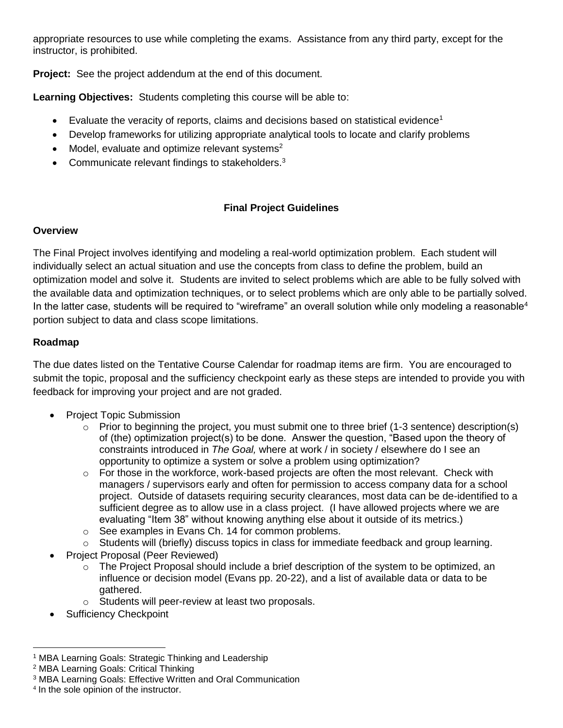appropriate resources to use while completing the exams. Assistance from any third party, except for the instructor, is prohibited.

**Project:** See the project addendum at the end of this document.

**Learning Objectives:** Students completing this course will be able to:

- Evaluate the veracity of reports, claims and decisions based on statistical evidence[1]
- Develop frameworks for utilizing appropriate analytical tools to locate and clarify problems
- Model, evaluate and optimize relevant systems[2]
- Communicate relevant findings to stakeholders.[3]

## Final Project Guidelines

### Overview

The Final Project involves identifying and modeling a real-world optimization problem. Each student will individually select an actual situation and use the concepts from class to define the problem, build an optimization model and solve it. Students are invited to select problems which are able to be fully solved with the available data and optimization techniques, or to select problems which are only able to be partially solved. In the latter case, students will be required to "wireframe" an overall solution while only modeling a reasonable[4] portion subject to data and class scope limitations.

### Roadmap

The due dates listed on the Tentative Course Calendar for roadmap items are firm. You are encouraged to submit the topic, proposal and the sufficiency checkpoint early as these steps are intended to provide you with feedback for improving your project and are not graded.

- Project Topic Submission
  - Prior to beginning the project, you must submit one to three brief (1-3 sentence) description(s) of (the) optimization project(s) to be done. Answer the question, "Based upon the theory of constraints introduced in *The Goal,* where at work / in society / elsewhere do I see an opportunity to optimize a system or solve a problem using optimization?
  - For those in the workforce, work-based projects are often the most relevant. Check with managers / supervisors early and often for permission to access company data for a school project. Outside of datasets requiring security clearances, most data can be de-identified to a sufficient degree as to allow use in a class project. (I have allowed projects where we are evaluating "Item 38" without knowing anything else about it outside of its metrics.)
  - See examples in Evans Ch. 14 for common problems.
  - Students will (briefly) discuss topics in class for immediate feedback and group learning.
- Project Proposal (Peer Reviewed)
  - The Project Proposal should include a brief description of the system to be optimized, an influence or decision model (Evans pp. 20-22), and a list of available data or data to be gathered.
  - Students will peer-review at least two proposals.
- Sufficiency Checkpoint

---

[1] MBA Learning Goals: Strategic Thinking and Leadership

[2] MBA Learning Goals: Critical Thinking

[3] MBA Learning Goals: Effective Written and Oral Communication

[4] In the sole opinion of the instructor.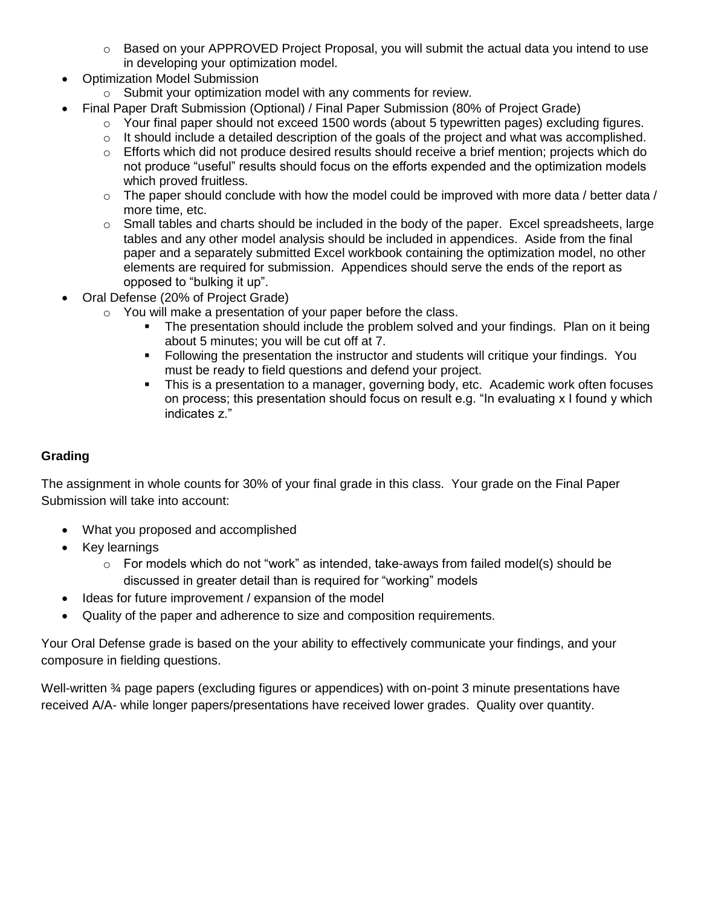- Based on your APPROVED Project Proposal, you will submit the actual data you intend to use in developing your optimization model.
- Optimization Model Submission
  - Submit your optimization model with any comments for review.
- Final Paper Draft Submission (Optional) / Final Paper Submission (80% of Project Grade)
  - Your final paper should not exceed 1500 words (about 5 typewritten pages) excluding figures.
  - It should include a detailed description of the goals of the project and what was accomplished.
  - Efforts which did not produce desired results should receive a brief mention; projects which do not produce "useful" results should focus on the efforts expended and the optimization models which proved fruitless.
  - The paper should conclude with how the model could be improved with more data / better data / more time, etc.
  - Small tables and charts should be included in the body of the paper. Excel spreadsheets, large tables and any other model analysis should be included in appendices. Aside from the final paper and a separately submitted Excel workbook containing the optimization model, no other elements are required for submission. Appendices should serve the ends of the report as opposed to "bulking it up".
- Oral Defense (20% of Project Grade)
  - You will make a presentation of your paper before the class.
    - The presentation should include the problem solved and your findings. Plan on it being about 5 minutes; you will be cut off at 7.
    - Following the presentation the instructor and students will critique your findings. You must be ready to field questions and defend your project.
    - This is a presentation to a manager, governing body, etc. Academic work often focuses on process; this presentation should focus on result e.g. "In evaluating x I found y which indicates z."

**Grading**

The assignment in whole counts for 30% of your final grade in this class. Your grade on the Final Paper Submission will take into account:

- What you proposed and accomplished
- Key learnings
  - For models which do not "work" as intended, take-aways from failed model(s) should be discussed in greater detail than is required for "working" models
- Ideas for future improvement / expansion of the model
- Quality of the paper and adherence to size and composition requirements.

Your Oral Defense grade is based on the your ability to effectively communicate your findings, and your composure in fielding questions.

Well-written ¾ page papers (excluding figures or appendices) with on-point 3 minute presentations have received A/A- while longer papers/presentations have received lower grades. Quality over quantity.